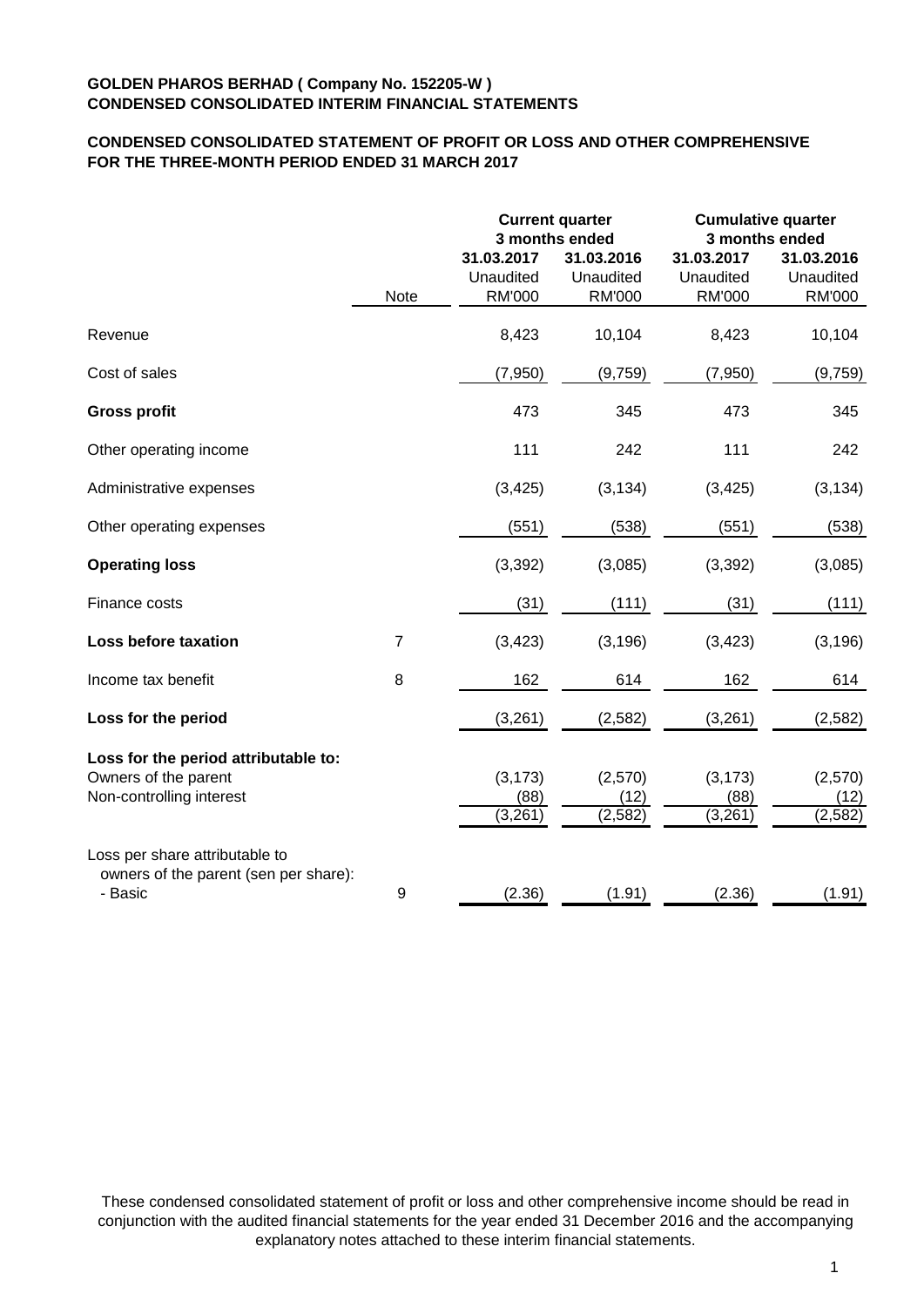**GOLDEN PHAROS BERHAD ( Company No. 152205-W )**
**CONDENSED CONSOLIDATED INTERIM FINANCIAL STATEMENTS**

**CONDENSED CONSOLIDATED STATEMENT OF PROFIT OR LOSS AND OTHER COMPREHENSIVE FOR THE THREE-MONTH PERIOD ENDED 31 MARCH 2017**

| | | Current quarter 3 months ended | | Cumulative quarter 3 months ended | |
|---|---|---|---|---|---|
| | Note | 31.03.2017 Unaudited RM'000 | 31.03.2016 Unaudited RM'000 | 31.03.2017 Unaudited RM'000 | 31.03.2016 Unaudited RM'000 |
| Revenue | | 8,423 | 10,104 | 8,423 | 10,104 |
| Cost of sales | | (7,950) | (9,759) | (7,950) | (9,759) |
| **Gross profit** | | 473 | 345 | 473 | 345 |
| Other operating income | | 111 | 242 | 111 | 242 |
| Administrative expenses | | (3,425) | (3,134) | (3,425) | (3,134) |
| Other operating expenses | | (551) | (538) | (551) | (538) |
| **Operating loss** | | (3,392) | (3,085) | (3,392) | (3,085) |
| Finance costs | | (31) | (111) | (31) | (111) |
| **Loss before taxation** | 7 | (3,423) | (3,196) | (3,423) | (3,196) |
| Income tax benefit | 8 | 162 | 614 | 162 | 614 |
| **Loss for the period** | | (3,261) | (2,582) | (3,261) | (2,582) |
| **Loss for the period attributable to:** | | | | | |
| Owners of the parent | | (3,173) | (2,570) | (3,173) | (2,570) |
| Non-controlling interest | | (88) | (12) | (88) | (12) |
| | | (3,261) | (2,582) | (3,261) | (2,582) |
| Loss per share attributable to owners of the parent (sen per share): | | | | | |
| - Basic | 9 | (2.36) | (1.91) | (2.36) | (1.91) |

These condensed consolidated statement of profit or loss and other comprehensive income should be read in conjunction with the audited financial statements for the year ended 31 December 2016 and the accompanying explanatory notes attached to these interim financial statements.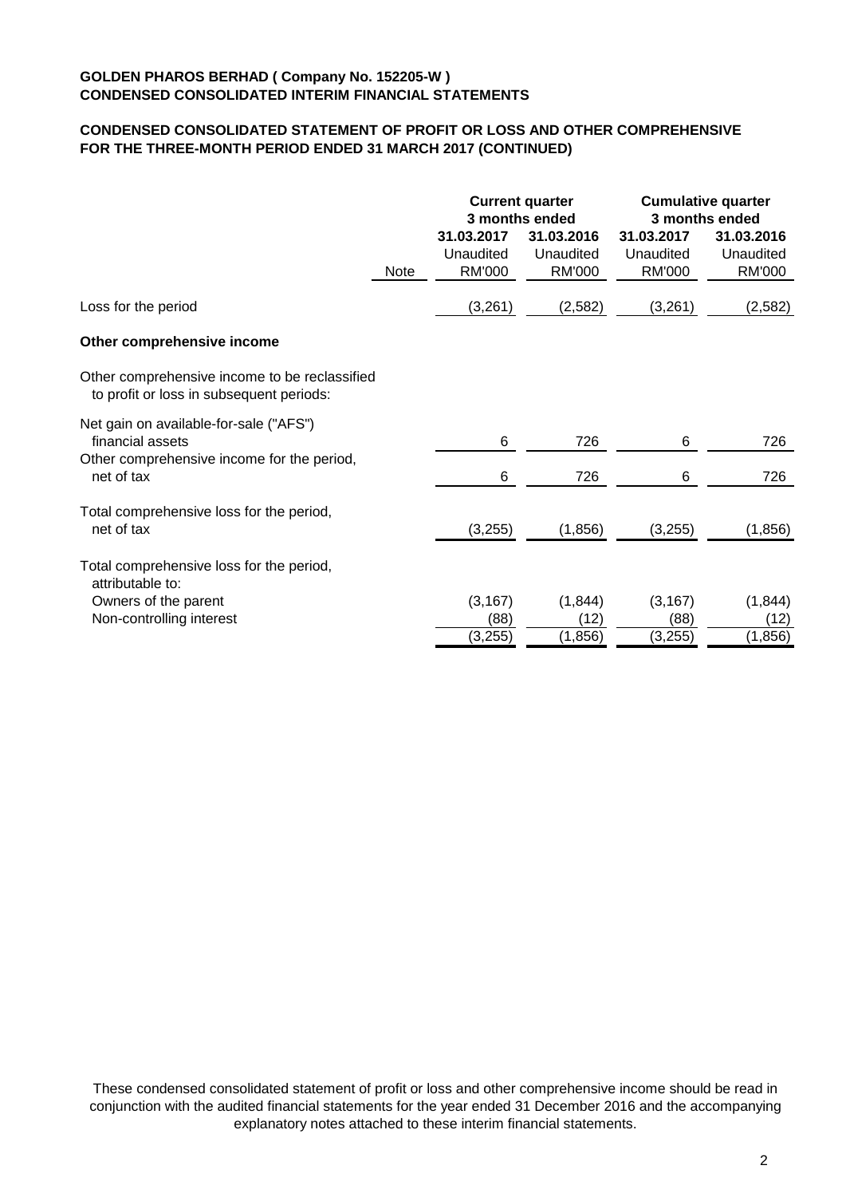**GOLDEN PHAROS BERHAD ( Company No. 152205-W )**
**CONDENSED CONSOLIDATED INTERIM FINANCIAL STATEMENTS**

**CONDENSED CONSOLIDATED STATEMENT OF PROFIT OR LOSS AND OTHER COMPREHENSIVE FOR THE THREE-MONTH PERIOD ENDED 31 MARCH 2017 (CONTINUED)**

| | | Current quarter 3 months ended | | Cumulative quarter 3 months ended | |
|---|---|---|---|---|---|
| | | 31.03.2017 Unaudited | 31.03.2016 Unaudited | 31.03.2017 Unaudited | 31.03.2016 Unaudited |
| | Note | RM'000 | RM'000 | RM'000 | RM'000 |
| Loss for the period | | (3,261) | (2,582) | (3,261) | (2,582) |
| **Other comprehensive income** | | | | | |
| Other comprehensive income to be reclassified to profit or loss in subsequent periods: | | | | | |
| Net gain on available-for-sale ("AFS") financial assets | | 6 | 726 | 6 | 726 |
| Other comprehensive income for the period, net of tax | | 6 | 726 | 6 | 726 |
| Total comprehensive loss for the period, net of tax | | (3,255) | (1,856) | (3,255) | (1,856) |
| Total comprehensive loss for the period, attributable to: | | | | | |
| Owners of the parent | | (3,167) | (1,844) | (3,167) | (1,844) |
| Non-controlling interest | | (88) | (12) | (88) | (12) |
| | | (3,255) | (1,856) | (3,255) | (1,856) |

These condensed consolidated statement of profit or loss and other comprehensive income should be read in conjunction with the audited financial statements for the year ended 31 December 2016 and the accompanying explanatory notes attached to these interim financial statements.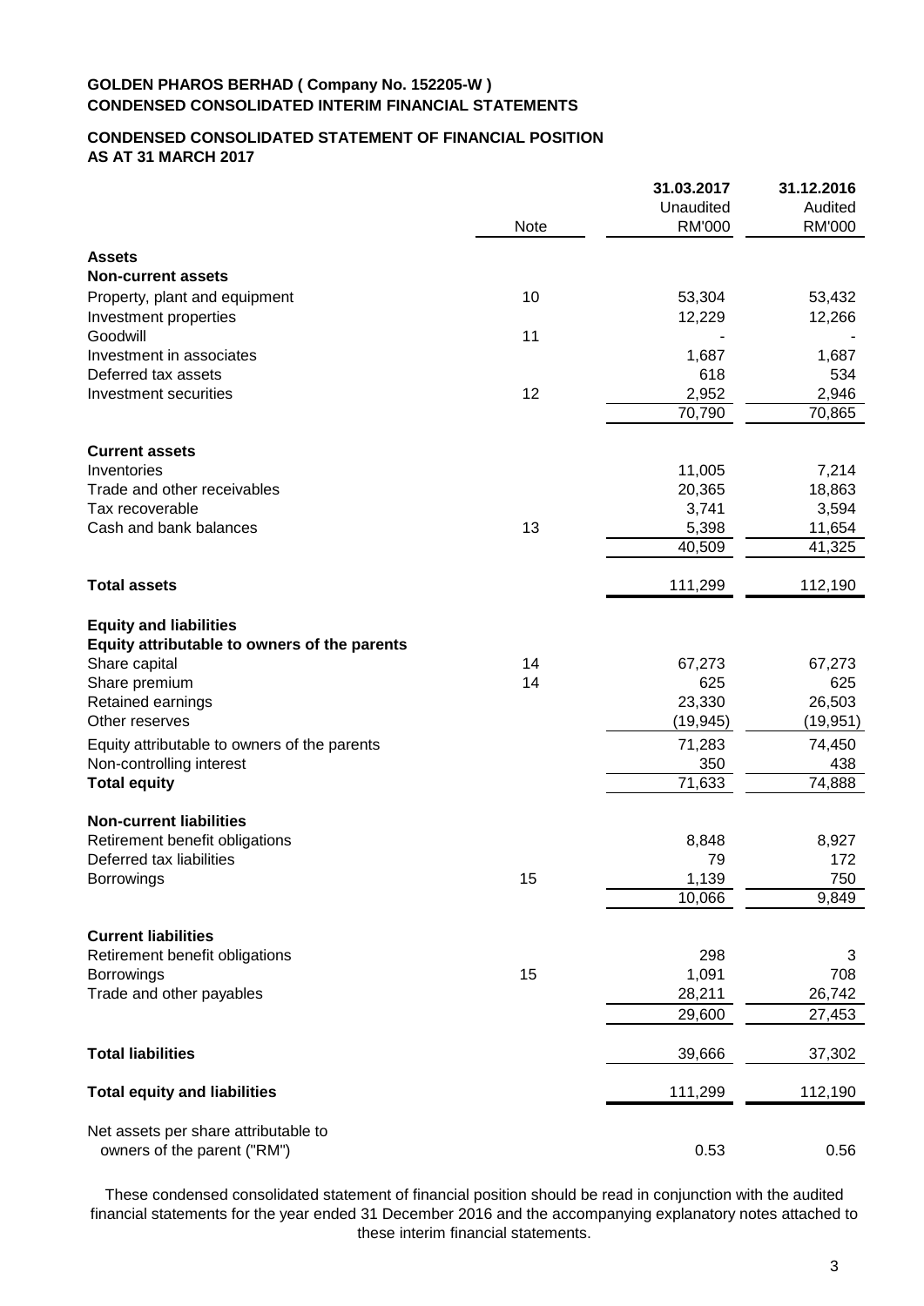**GOLDEN PHAROS BERHAD ( Company No. 152205-W )**
**CONDENSED CONSOLIDATED INTERIM FINANCIAL STATEMENTS**

**CONDENSED CONSOLIDATED STATEMENT OF FINANCIAL POSITION**
**AS AT 31 MARCH 2017**

| | Note | 31.03.2017 Unaudited RM'000 | 31.12.2016 Audited RM'000 |
|---|---|---|---|
| **Assets** | | | |
| **Non-current assets** | | | |
| Property, plant and equipment | 10 | 53,304 | 53,432 |
| Investment properties | | 12,229 | 12,266 |
| Goodwill | 11 | - | - |
| Investment in associates | | 1,687 | 1,687 |
| Deferred tax assets | | 618 | 534 |
| Investment securities | 12 | 2,952 | 2,946 |
| | | 70,790 | 70,865 |
| **Current assets** | | | |
| Inventories | | 11,005 | 7,214 |
| Trade and other receivables | | 20,365 | 18,863 |
| Tax recoverable | | 3,741 | 3,594 |
| Cash and bank balances | 13 | 5,398 | 11,654 |
| | | 40,509 | 41,325 |
| **Total assets** | | 111,299 | 112,190 |
| **Equity and liabilities** | | | |
| **Equity attributable to owners of the parents** | | | |
| Share capital | 14 | 67,273 | 67,273 |
| Share premium | 14 | 625 | 625 |
| Retained earnings | | 23,330 | 26,503 |
| Other reserves | | (19,945) | (19,951) |
| Equity attributable to owners of the parents | | 71,283 | 74,450 |
| Non-controlling interest | | 350 | 438 |
| **Total equity** | | 71,633 | 74,888 |
| **Non-current liabilities** | | | |
| Retirement benefit obligations | | 8,848 | 8,927 |
| Deferred tax liabilities | | 79 | 172 |
| Borrowings | 15 | 1,139 | 750 |
| | | 10,066 | 9,849 |
| **Current liabilities** | | | |
| Retirement benefit obligations | | 298 | 3 |
| Borrowings | 15 | 1,091 | 708 |
| Trade and other payables | | 28,211 | 26,742 |
| | | 29,600 | 27,453 |
| **Total liabilities** | | 39,666 | 37,302 |
| **Total equity and liabilities** | | 111,299 | 112,190 |
| Net assets per share attributable to owners of the parent ("RM") | | 0.53 | 0.56 |

These condensed consolidated statement of financial position should be read in conjunction with the audited financial statements for the year ended 31 December 2016 and the accompanying explanatory notes attached to these interim financial statements.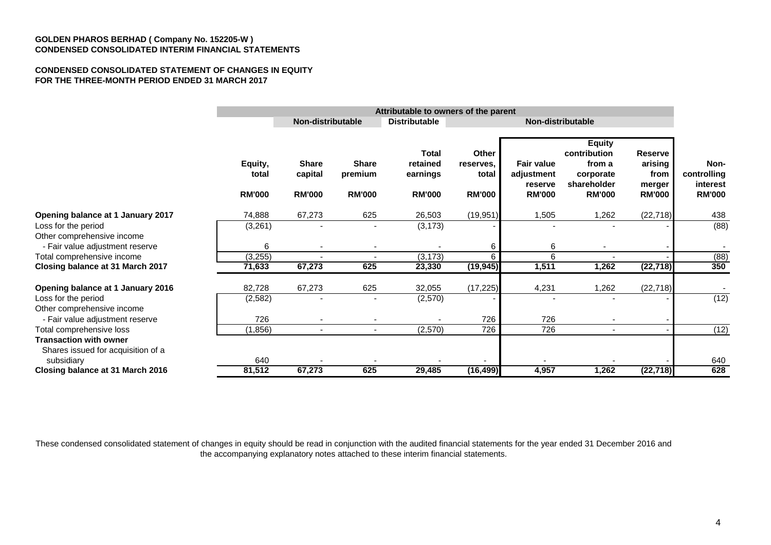**GOLDEN PHAROS BERHAD ( Company No. 152205-W )**
**CONDENSED CONSOLIDATED INTERIM FINANCIAL STATEMENTS**

**CONDENSED CONSOLIDATED STATEMENT OF CHANGES IN EQUITY**
**FOR THE THREE-MONTH PERIOD ENDED 31 MARCH 2017**

| | Attributable to owners of the parent | | | | | | | | |
|---|---|---|---|---|---|---|---|---|---|
| | | Non-distributable | | Distributable | Non-distributable | | | | |
| | Equity, total | Share capital | Share premium | Total retained earnings | Other reserves, total | Fair value adjustment reserve | Equity contribution from a corporate shareholder | Reserve arising from merger | Non-controlling interest |
| | RM'000 | RM'000 | RM'000 | RM'000 | RM'000 | RM'000 | RM'000 | RM'000 | RM'000 |
| **Opening balance at 1 January 2017** | 74,888 | 67,273 | 625 | 26,503 | (19,951) | 1,505 | 1,262 | (22,718) | 438 |
| Loss for the period | (3,261) | - | - | (3,173) | - | - | - | - | (88) |
| Other comprehensive income | | | | | | | | | |
| - Fair value adjustment reserve | 6 | - | - | - | 6 | 6 | - | - | - |
| Total comprehensive income | (3,255) | - | - | (3,173) | 6 | 6 | - | - | (88) |
| **Closing balance at 31 March 2017** | **71,633** | **67,273** | **625** | **23,330** | **(19,945)** | **1,511** | **1,262** | **(22,718)** | **350** |
| **Opening balance at 1 January 2016** | 82,728 | 67,273 | 625 | 32,055 | (17,225) | 4,231 | 1,262 | (22,718) | - |
| Loss for the period | (2,582) | - | - | (2,570) | - | - | - | - | (12) |
| Other comprehensive income | | | | | | | | | |
| - Fair value adjustment reserve | 726 | - | - | - | 726 | 726 | - | - | |
| Total comprehensive loss | (1,856) | - | - | (2,570) | 726 | 726 | - | - | (12) |
| **Transaction with owner** | | | | | | | | | |
| Shares issued for acquisition of a subsidiary | 640 | - | - | - | - | - | - | - | 640 |
| **Closing balance at 31 March 2016** | **81,512** | **67,273** | **625** | **29,485** | **(16,499)** | **4,957** | **1,262** | **(22,718)** | **628** |

These condensed consolidated statement of changes in equity should be read in conjunction with the audited financial statements for the year ended 31 December 2016 and the accompanying explanatory notes attached to these interim financial statements.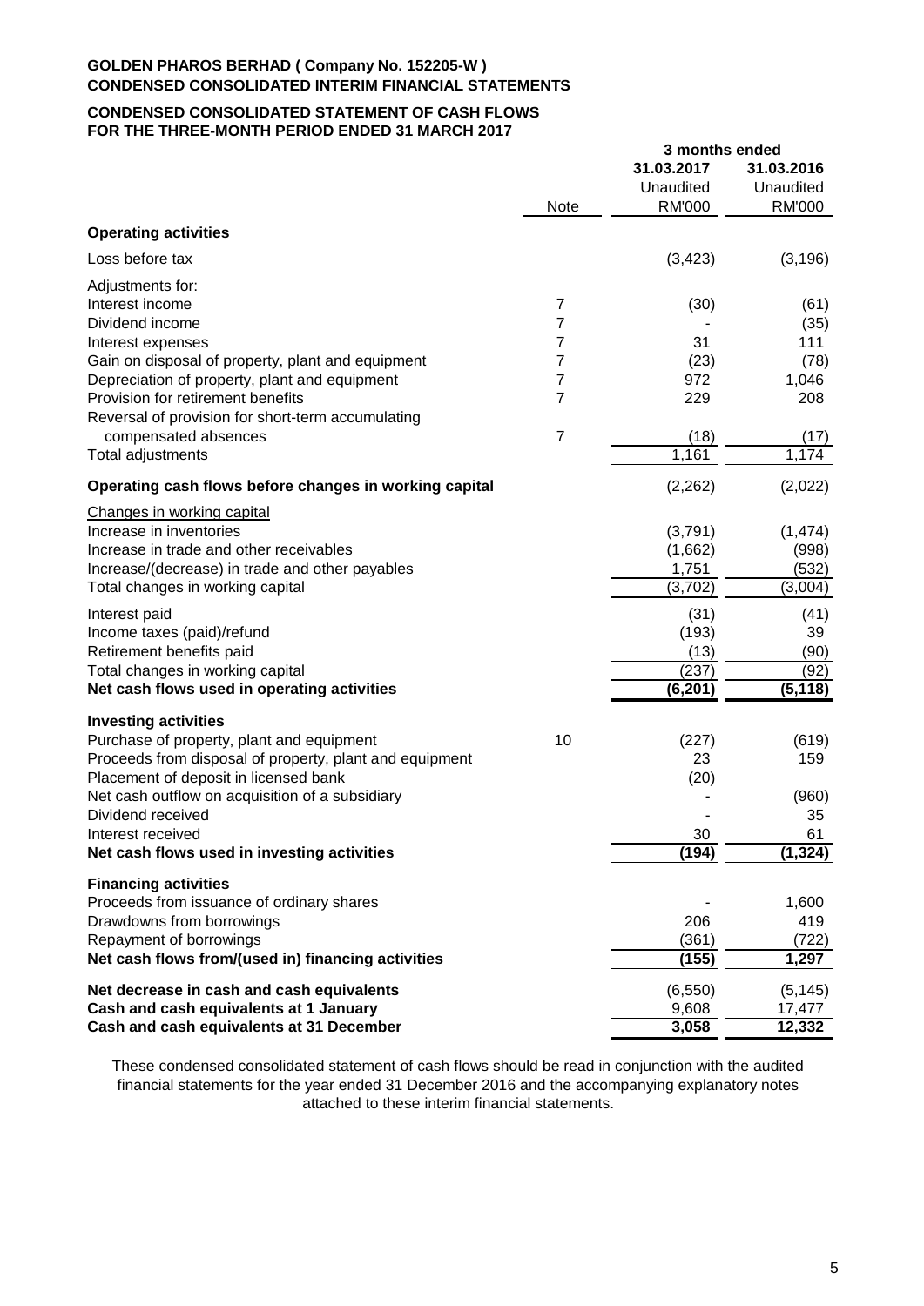**GOLDEN PHAROS BERHAD ( Company No. 152205-W )**
**CONDENSED CONSOLIDATED INTERIM FINANCIAL STATEMENTS**

**CONDENSED CONSOLIDATED STATEMENT OF CASH FLOWS**
**FOR THE THREE-MONTH PERIOD ENDED 31 MARCH 2017**

| | | 3 months ended | |
|---|---|---|---|
| | | **31.03.2017** | **31.03.2016** |
| | | Unaudited | Unaudited |
| | Note | RM'000 | RM'000 |
| **Operating activities** | | | |
| Loss before tax | | (3,423) | (3,196) |
| Adjustments for: | | | |
| Interest income | 7 | (30) | (61) |
| Dividend income | 7 | - | (35) |
| Interest expenses | 7 | 31 | 111 |
| Gain on disposal of property, plant and equipment | 7 | (23) | (78) |
| Depreciation of property, plant and equipment | 7 | 972 | 1,046 |
| Provision for retirement benefits | 7 | 229 | 208 |
| Reversal of provision for short-term accumulating compensated absences | 7 | (18) | (17) |
| Total adjustments | | 1,161 | 1,174 |
| **Operating cash flows before changes in working capital** | | (2,262) | (2,022) |
| Changes in working capital | | | |
| Increase in inventories | | (3,791) | (1,474) |
| Increase in trade and other receivables | | (1,662) | (998) |
| Increase/(decrease) in trade and other payables | | 1,751 | (532) |
| Total changes in working capital | | (3,702) | (3,004) |
| Interest paid | | (31) | (41) |
| Income taxes (paid)/refund | | (193) | 39 |
| Retirement benefits paid | | (13) | (90) |
| Total changes in working capital | | (237) | (92) |
| **Net cash flows used in operating activities** | | **(6,201)** | **(5,118)** |
| **Investing activities** | | | |
| Purchase of property, plant and equipment | 10 | (227) | (619) |
| Proceeds from disposal of property, plant and equipment | | 23 | 159 |
| Placement of deposit in licensed bank | | (20) | |
| Net cash outflow on acquisition of a subsidiary | | - | (960) |
| Dividend received | | - | 35 |
| Interest received | | 30 | 61 |
| **Net cash flows used in investing activities** | | **(194)** | **(1,324)** |
| **Financing activities** | | | |
| Proceeds from issuance of ordinary shares | | - | 1,600 |
| Drawdowns from borrowings | | 206 | 419 |
| Repayment of borrowings | | (361) | (722) |
| **Net cash flows from/(used in) financing activities** | | **(155)** | **1,297** |
| **Net decrease in cash and cash equivalents** | | (6,550) | (5,145) |
| **Cash and cash equivalents at 1 January** | | 9,608 | 17,477 |
| **Cash and cash equivalents at 31 December** | | **3,058** | **12,332** |

These condensed consolidated statement of cash flows should be read in conjunction with the audited financial statements for the year ended 31 December 2016 and the accompanying explanatory notes attached to these interim financial statements.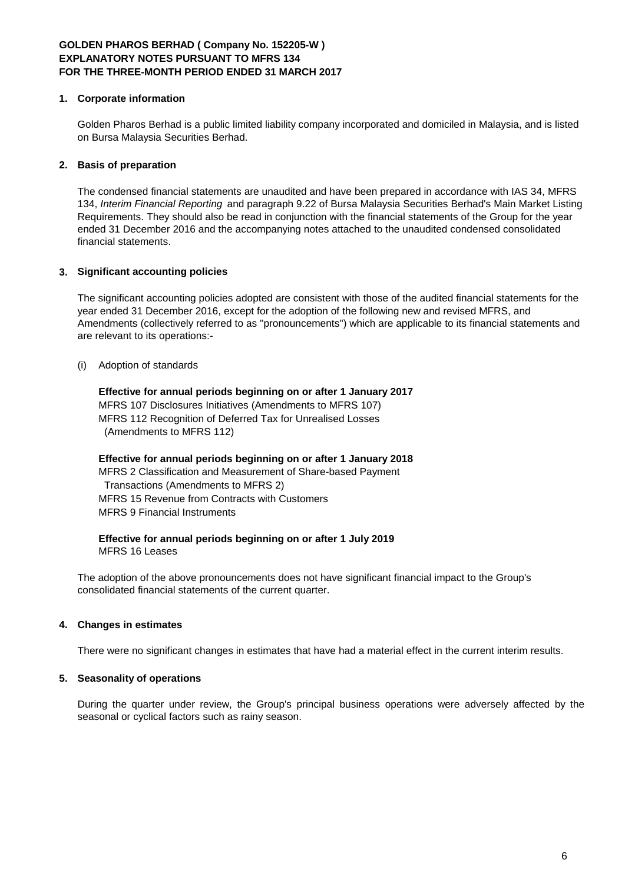**GOLDEN PHAROS BERHAD ( Company No. 152205-W )**
**EXPLANATORY NOTES PURSUANT TO MFRS 134**
**FOR THE THREE-MONTH PERIOD ENDED 31 MARCH 2017**

## 1. Corporate information

Golden Pharos Berhad is a public limited liability company incorporated and domiciled in Malaysia, and is listed on Bursa Malaysia Securities Berhad.

## 2. Basis of preparation

The condensed financial statements are unaudited and have been prepared in accordance with IAS 34, MFRS 134, *Interim Financial Reporting* and paragraph 9.22 of Bursa Malaysia Securities Berhad's Main Market Listing Requirements. They should also be read in conjunction with the financial statements of the Group for the year ended 31 December 2016 and the accompanying notes attached to the unaudited condensed consolidated financial statements.

## 3. Significant accounting policies

The significant accounting policies adopted are consistent with those of the audited financial statements for the year ended 31 December 2016, except for the adoption of the following new and revised MFRS, and Amendments (collectively referred to as "pronouncements") which are applicable to its financial statements and are relevant to its operations:-

(i) Adoption of standards

**Effective for annual periods beginning on or after 1 January 2017**
MFRS 107 Disclosures Initiatives (Amendments to MFRS 107)
MFRS 112 Recognition of Deferred Tax for Unrealised Losses (Amendments to MFRS 112)

**Effective for annual periods beginning on or after 1 January 2018**
MFRS 2 Classification and Measurement of Share-based Payment Transactions (Amendments to MFRS 2)
MFRS 15 Revenue from Contracts with Customers
MFRS 9 Financial Instruments

**Effective for annual periods beginning on or after 1 July 2019**
MFRS 16 Leases

The adoption of the above pronouncements does not have significant financial impact to the Group's consolidated financial statements of the current quarter.

## 4. Changes in estimates

There were no significant changes in estimates that have had a material effect in the current interim results.

## 5. Seasonality of operations

During the quarter under review, the Group's principal business operations were adversely affected by the seasonal or cyclical factors such as rainy season.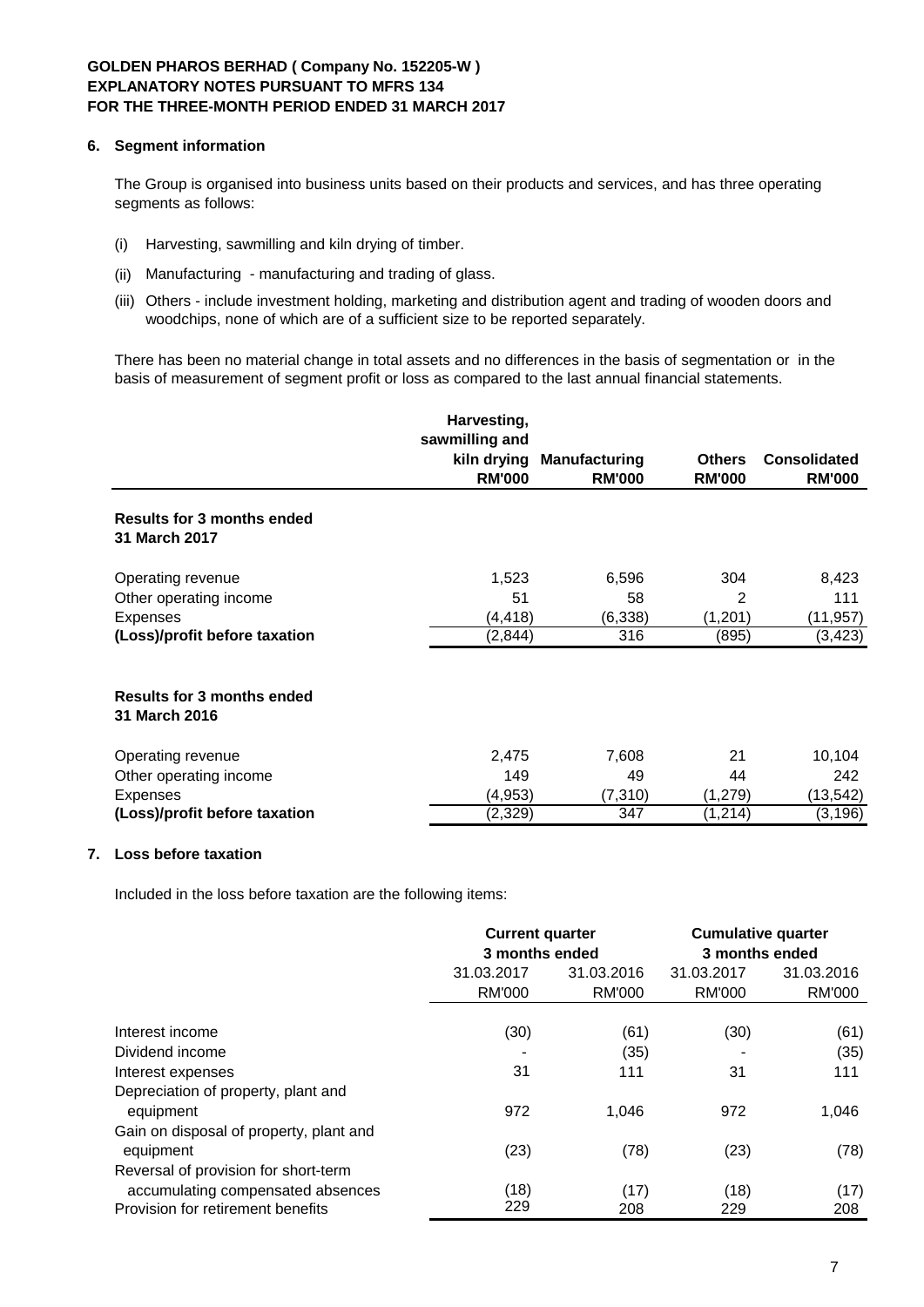**GOLDEN PHAROS BERHAD ( Company No. 152205-W )**
**EXPLANATORY NOTES PURSUANT TO MFRS 134**
**FOR THE THREE-MONTH PERIOD ENDED 31 MARCH 2017**

## 6. Segment information

The Group is organised into business units based on their products and services, and has three operating segments as follows:

(i) Harvesting, sawmilling and kiln drying of timber.

(ii) Manufacturing - manufacturing and trading of glass.

(iii) Others - include investment holding, marketing and distribution agent and trading of wooden doors and woodchips, none of which are of a sufficient size to be reported separately.

There has been no material change in total assets and no differences in the basis of segmentation or in the basis of measurement of segment profit or loss as compared to the last annual financial statements.

| | Harvesting, sawmilling and kiln drying RM'000 | Manufacturing RM'000 | Others RM'000 | Consolidated RM'000 |
|---|---|---|---|---|
| **Results for 3 months ended 31 March 2017** | | | | |
| Operating revenue | 1,523 | 6,596 | 304 | 8,423 |
| Other operating income | 51 | 58 | 2 | 111 |
| Expenses | (4,418) | (6,338) | (1,201) | (11,957) |
| **(Loss)/profit before taxation** | (2,844) | 316 | (895) | (3,423) |
| **Results for 3 months ended 31 March 2016** | | | | |
| Operating revenue | 2,475 | 7,608 | 21 | 10,104 |
| Other operating income | 149 | 49 | 44 | 242 |
| Expenses | (4,953) | (7,310) | (1,279) | (13,542) |
| **(Loss)/profit before taxation** | (2,329) | 347 | (1,214) | (3,196) |

## 7. Loss before taxation

Included in the loss before taxation are the following items:

| | Current quarter 3 months ended | | Cumulative quarter 3 months ended | |
|---|---|---|---|---|
| | 31.03.2017 RM'000 | 31.03.2016 RM'000 | 31.03.2017 RM'000 | 31.03.2016 RM'000 |
| Interest income | (30) | (61) | (30) | (61) |
| Dividend income | - | (35) | - | (35) |
| Interest expenses | 31 | 111 | 31 | 111 |
| Depreciation of property, plant and equipment | 972 | 1,046 | 972 | 1,046 |
| Gain on disposal of property, plant and equipment | (23) | (78) | (23) | (78) |
| Reversal of provision for short-term accumulating compensated absences | (18) | (17) | (18) | (17) |
| Provision for retirement benefits | 229 | 208 | 229 | 208 |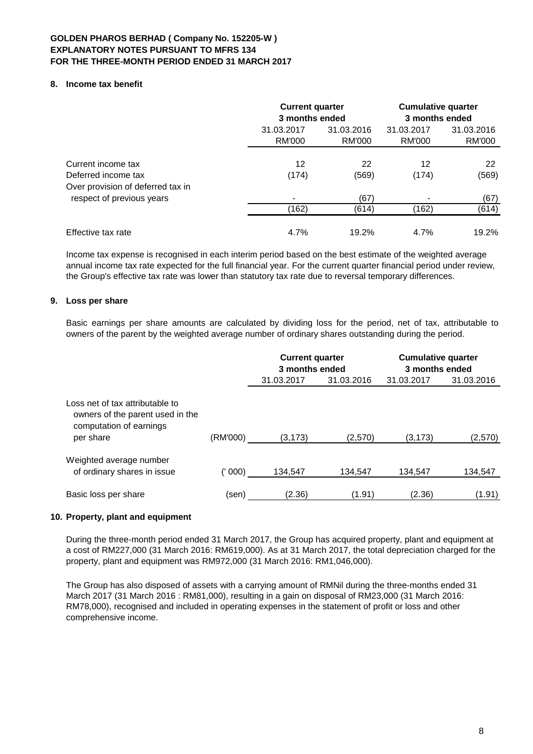**GOLDEN PHAROS BERHAD ( Company No. 152205-W )**
**EXPLANATORY NOTES PURSUANT TO MFRS 134**
**FOR THE THREE-MONTH PERIOD ENDED 31 MARCH 2017**

## 8. Income tax benefit

| | Current quarter 3 months ended | | Cumulative quarter 3 months ended | |
|---|---|---|---|---|
| | 31.03.2017 RM'000 | 31.03.2016 RM'000 | 31.03.2017 RM'000 | 31.03.2016 RM'000 |
| Current income tax | 12 | 22 | 12 | 22 |
| Deferred income tax | (174) | (569) | (174) | (569) |
| Over provision of deferred tax in respect of previous years | - | (67) | - | (67) |
| | (162) | (614) | (162) | (614) |
| Effective tax rate | 4.7% | 19.2% | 4.7% | 19.2% |

Income tax expense is recognised in each interim period based on the best estimate of the weighted average annual income tax rate expected for the full financial year. For the current quarter financial period under review, the Group's effective tax rate was lower than statutory tax rate due to reversal temporary differences.

## 9. Loss per share

Basic earnings per share amounts are calculated by dividing loss for the period, net of tax, attributable to owners of the parent by the weighted average number of ordinary shares outstanding during the period.

| | | Current quarter 3 months ended | | Cumulative quarter 3 months ended | |
|---|---|---|---|---|---|
| | | 31.03.2017 | 31.03.2016 | 31.03.2017 | 31.03.2016 |
| Loss net of tax attributable to owners of the parent used in the computation of earnings per share | (RM'000) | (3,173) | (2,570) | (3,173) | (2,570) |
| Weighted average number of ordinary shares in issue | (' 000) | 134,547 | 134,547 | 134,547 | 134,547 |
| Basic loss per share | (sen) | (2.36) | (1.91) | (2.36) | (1.91) |

## 10. Property, plant and equipment

During the three-month period ended 31 March 2017, the Group has acquired property, plant and equipment at a cost of RM227,000 (31 March 2016: RM619,000). As at 31 March 2017, the total depreciation charged for the property, plant and equipment was RM972,000 (31 March 2016: RM1,046,000).

The Group has also disposed of assets with a carrying amount of RMNil during the three-months ended 31 March 2017 (31 March 2016 : RM81,000), resulting in a gain on disposal of RM23,000 (31 March 2016: RM78,000), recognised and included in operating expenses in the statement of profit or loss and other comprehensive income.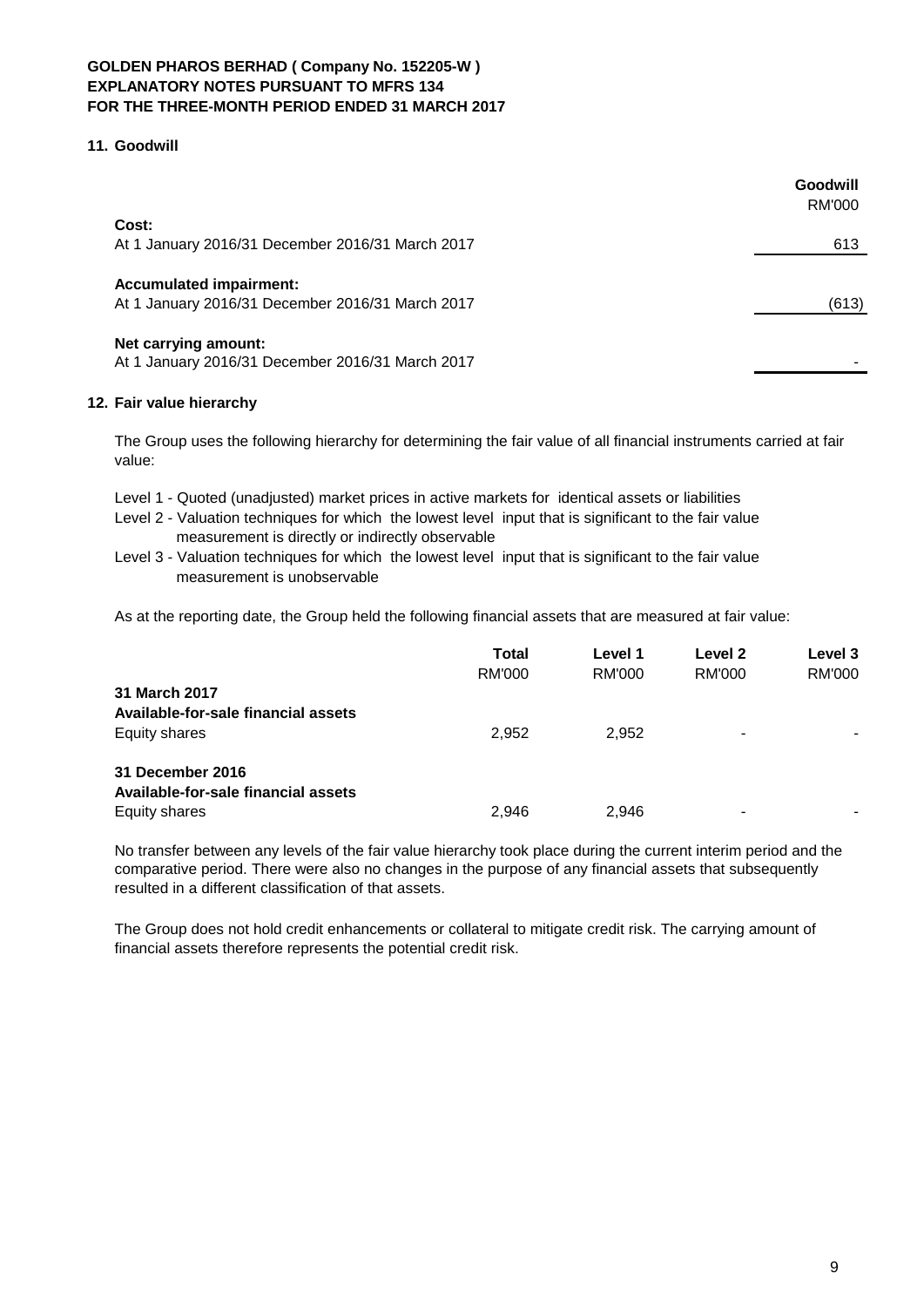**GOLDEN PHAROS BERHAD ( Company No. 152205-W )**
**EXPLANATORY NOTES PURSUANT TO MFRS 134**
**FOR THE THREE-MONTH PERIOD ENDED 31 MARCH 2017**

## 11. Goodwill

| | Goodwill RM'000 |
|---|---|
| **Cost:** | |
| At 1 January 2016/31 December 2016/31 March 2017 | 613 |
| **Accumulated impairment:** | |
| At 1 January 2016/31 December 2016/31 March 2017 | (613) |
| **Net carrying amount:** | |
| At 1 January 2016/31 December 2016/31 March 2017 | - |

## 12. Fair value hierarchy

The Group uses the following hierarchy for determining the fair value of all financial instruments carried at fair value:

Level 1 - Quoted (unadjusted) market prices in active markets for identical assets or liabilities
Level 2 - Valuation techniques for which the lowest level input that is significant to the fair value measurement is directly or indirectly observable
Level 3 - Valuation techniques for which the lowest level input that is significant to the fair value measurement is unobservable

As at the reporting date, the Group held the following financial assets that are measured at fair value:

| | Total RM'000 | Level 1 RM'000 | Level 2 RM'000 | Level 3 RM'000 |
|---|---|---|---|---|
| **31 March 2017** | | | | |
| **Available-for-sale financial assets** | | | | |
| Equity shares | 2,952 | 2,952 | - | - |
| **31 December 2016** | | | | |
| **Available-for-sale financial assets** | | | | |
| Equity shares | 2,946 | 2,946 | - | - |

No transfer between any levels of the fair value hierarchy took place during the current interim period and the comparative period. There were also no changes in the purpose of any financial assets that subsequently resulted in a different classification of that assets.

The Group does not hold credit enhancements or collateral to mitigate credit risk. The carrying amount of financial assets therefore represents the potential credit risk.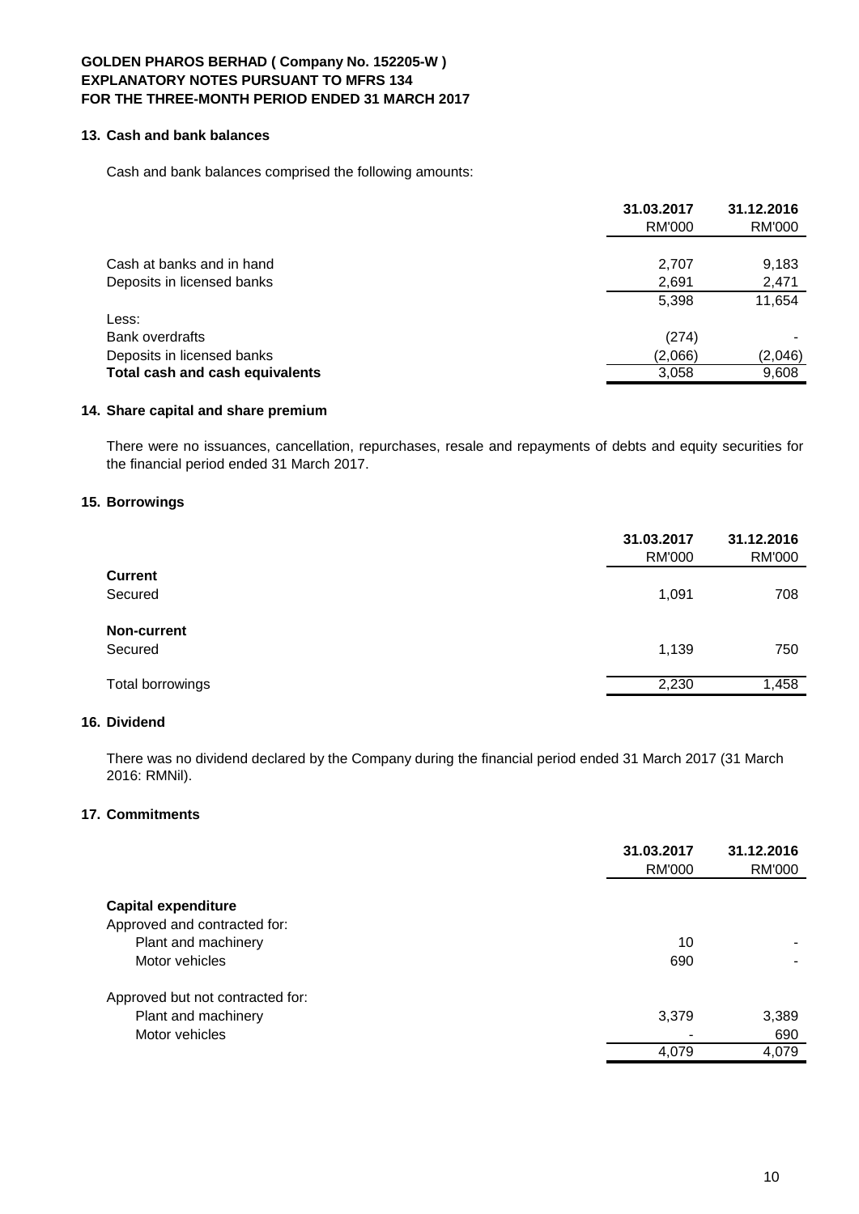**GOLDEN PHAROS BERHAD ( Company No. 152205-W )**
**EXPLANATORY NOTES PURSUANT TO MFRS 134**
**FOR THE THREE-MONTH PERIOD ENDED 31 MARCH 2017**

## 13. Cash and bank balances

Cash and bank balances comprised the following amounts:

| | 31.03.2017 RM'000 | 31.12.2016 RM'000 |
|---|---|---|
| Cash at banks and in hand | 2,707 | 9,183 |
| Deposits in licensed banks | 2,691 | 2,471 |
| | 5,398 | 11,654 |
| Less: | | |
| Bank overdrafts | (274) | - |
| Deposits in licensed banks | (2,066) | (2,046) |
| **Total cash and cash equivalents** | 3,058 | 9,608 |

## 14. Share capital and share premium

There were no issuances, cancellation, repurchases, resale and repayments of debts and equity securities for the financial period ended 31 March 2017.

## 15. Borrowings

| | 31.03.2017 RM'000 | 31.12.2016 RM'000 |
|---|---|---|
| **Current** | | |
| Secured | 1,091 | 708 |
| **Non-current** | | |
| Secured | 1,139 | 750 |
| Total borrowings | 2,230 | 1,458 |

## 16. Dividend

There was no dividend declared by the Company during the financial period ended 31 March 2017 (31 March 2016: RMNil).

## 17. Commitments

| | 31.03.2017 RM'000 | 31.12.2016 RM'000 |
|---|---|---|
| **Capital expenditure** | | |
| Approved and contracted for: | | |
| Plant and machinery | 10 | - |
| Motor vehicles | 690 | - |
| Approved but not contracted for: | | |
| Plant and machinery | 3,379 | 3,389 |
| Motor vehicles | - | 690 |
| | 4,079 | 4,079 |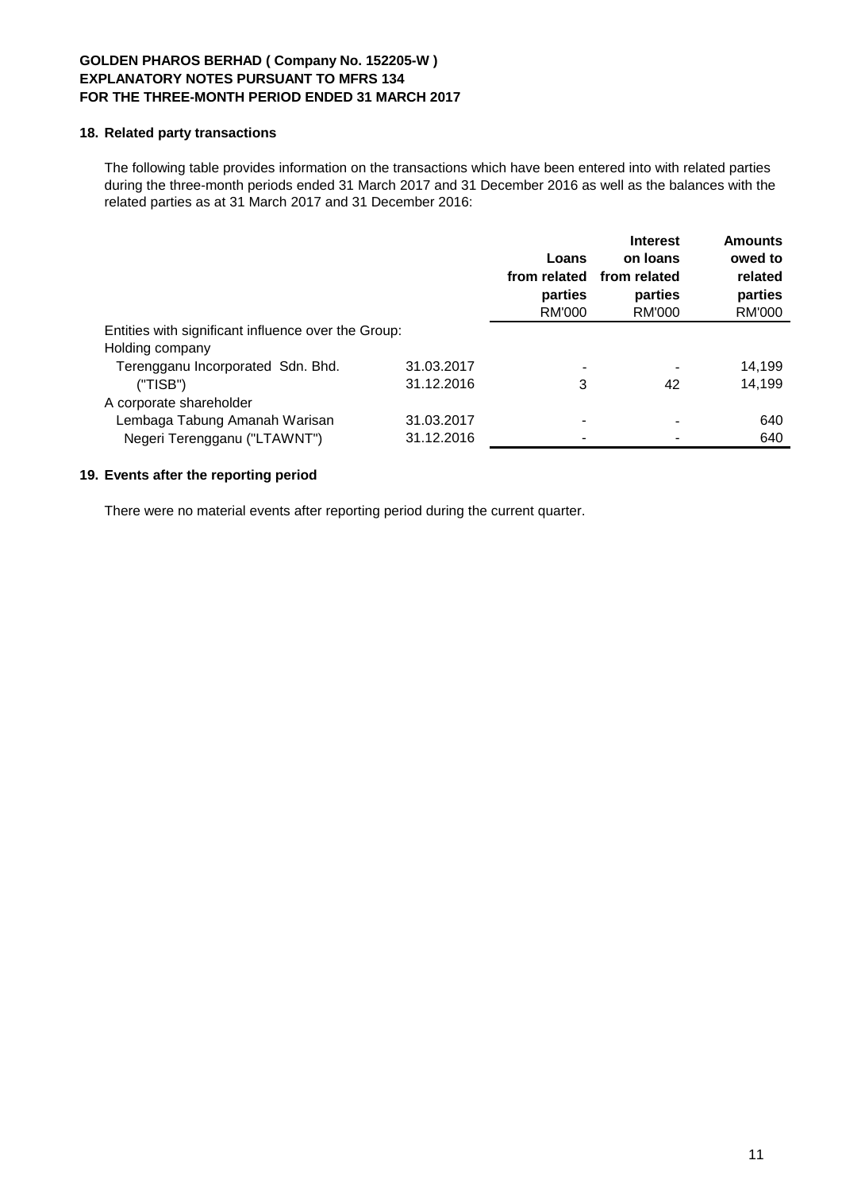**GOLDEN PHAROS BERHAD ( Company No. 152205-W )**
**EXPLANATORY NOTES PURSUANT TO MFRS 134**
**FOR THE THREE-MONTH PERIOD ENDED 31 MARCH 2017**

## 18. Related party transactions

The following table provides information on the transactions which have been entered into with related parties during the three-month periods ended 31 March 2017 and 31 December 2016 as well as the balances with the related parties as at 31 March 2017 and 31 December 2016:

| | | Loans from related parties | Interest on loans from related parties | Amounts owed to related parties |
|---|---|---|---|---|
| | | RM'000 | RM'000 | RM'000 |
| Entities with significant influence over the Group: | | | | |
| Holding company | | | | |
| Terengganu Incorporated Sdn. Bhd. | 31.03.2017 | - | - | 14,199 |
| ("TISB") | 31.12.2016 | 3 | 42 | 14,199 |
| A corporate shareholder | | | | |
| Lembaga Tabung Amanah Warisan | 31.03.2017 | - | - | 640 |
| Negeri Terengganu ("LTAWNT") | 31.12.2016 | - | - | 640 |

## 19. Events after the reporting period

There were no material events after reporting period during the current quarter.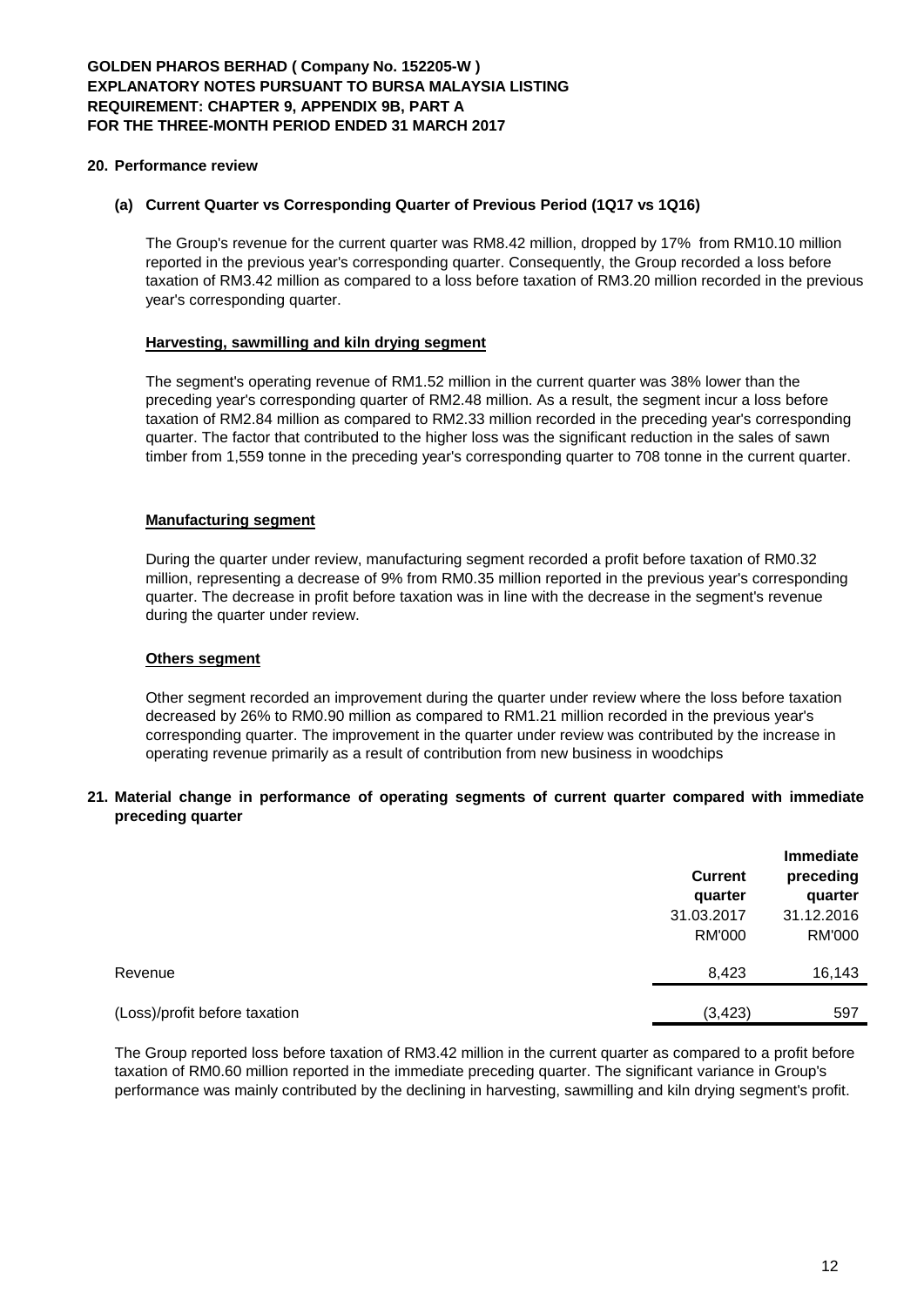**GOLDEN PHAROS BERHAD ( Company No. 152205-W )**
**EXPLANATORY NOTES PURSUANT TO BURSA MALAYSIA LISTING REQUIREMENT: CHAPTER 9, APPENDIX 9B, PART A**
**FOR THE THREE-MONTH PERIOD ENDED 31 MARCH 2017**

## 20. Performance review

### (a) Current Quarter vs Corresponding Quarter of Previous Period (1Q17 vs 1Q16)

The Group's revenue for the current quarter was RM8.42 million, dropped by 17% from RM10.10 million reported in the previous year's corresponding quarter. Consequently, the Group recorded a loss before taxation of RM3.42 million as compared to a loss before taxation of RM3.20 million recorded in the previous year's corresponding quarter.

**Harvesting, sawmilling and kiln drying segment**

The segment's operating revenue of RM1.52 million in the current quarter was 38% lower than the preceding year's corresponding quarter of RM2.48 million. As a result, the segment incur a loss before taxation of RM2.84 million as compared to RM2.33 million recorded in the preceding year's corresponding quarter. The factor that contributed to the higher loss was the significant reduction in the sales of sawn timber from 1,559 tonne in the preceding year's corresponding quarter to 708 tonne in the current quarter.

**Manufacturing segment**

During the quarter under review, manufacturing segment recorded a profit before taxation of RM0.32 million, representing a decrease of 9% from RM0.35 million reported in the previous year's corresponding quarter. The decrease in profit before taxation was in line with the decrease in the segment's revenue during the quarter under review.

**Others segment**

Other segment recorded an improvement during the quarter under review where the loss before taxation decreased by 26% to RM0.90 million as compared to RM1.21 million recorded in the previous year's corresponding quarter. The improvement in the quarter under review was contributed by the increase in operating revenue primarily as a result of contribution from new business in woodchips

## 21. Material change in performance of operating segments of current quarter compared with immediate preceding quarter

| | Current quarter 31.03.2017 RM'000 | Immediate preceding quarter 31.12.2016 RM'000 |
|---|---|---|
| Revenue | 8,423 | 16,143 |
| (Loss)/profit before taxation | (3,423) | 597 |

The Group reported loss before taxation of RM3.42 million in the current quarter as compared to a profit before taxation of RM0.60 million reported in the immediate preceding quarter. The significant variance in Group's performance was mainly contributed by the declining in harvesting, sawmilling and kiln drying segment's profit.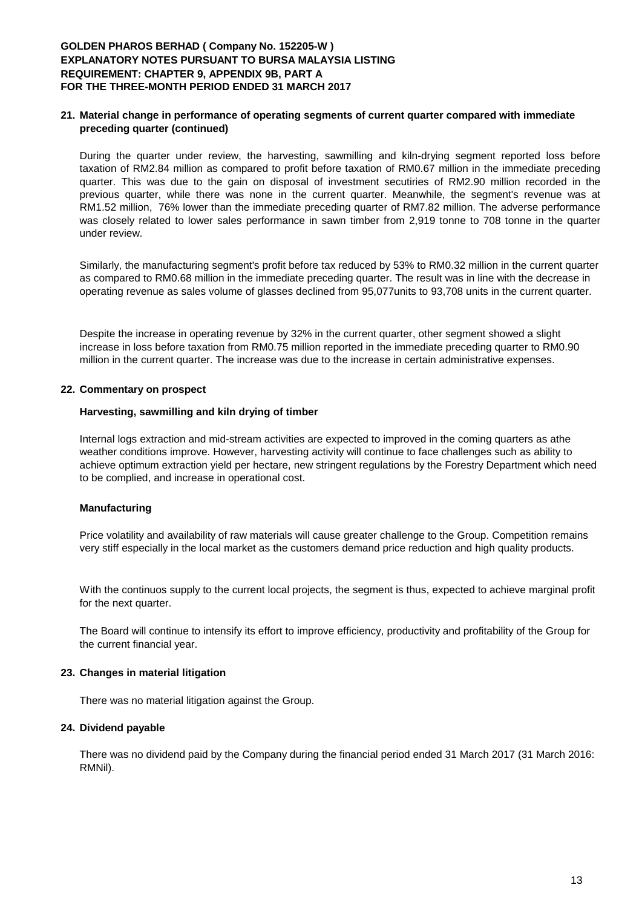**21. Material change in performance of operating segments of current quarter compared with immediate preceding quarter (continued)**

During the quarter under review, the harvesting, sawmilling and kiln-drying segment reported loss before taxation of RM2.84 million as compared to profit before taxation of RM0.67 million in the immediate preceding quarter. This was due to the gain on disposal of investment secutiries of RM2.90 million recorded in the previous quarter, while there was none in the current quarter. Meanwhile, the segment's revenue was at RM1.52 million, 76% lower than the immediate preceding quarter of RM7.82 million. The adverse performance was closely related to lower sales performance in sawn timber from 2,919 tonne to 708 tonne in the quarter under review.

Similarly, the manufacturing segment's profit before tax reduced by 53% to RM0.32 million in the current quarter as compared to RM0.68 million in the immediate preceding quarter. The result was in line with the decrease in operating revenue as sales volume of glasses declined from 95,077units to 93,708 units in the current quarter.

Despite the increase in operating revenue by 32% in the current quarter, other segment showed a slight increase in loss before taxation from RM0.75 million reported in the immediate preceding quarter to RM0.90 million in the current quarter. The increase was due to the increase in certain administrative expenses.

**22. Commentary on prospect**

**Harvesting, sawmilling and kiln drying of timber**

Internal logs extraction and mid-stream activities are expected to improved in the coming quarters as athe weather conditions improve. However, harvesting activity will continue to face challenges such as ability to achieve optimum extraction yield per hectare, new stringent regulations by the Forestry Department which need to be complied, and increase in operational cost.

**Manufacturing**

Price volatility and availability of raw materials will cause greater challenge to the Group. Competition remains very stiff especially in the local market as the customers demand price reduction and high quality products.

With the continuos supply to the current local projects, the segment is thus, expected to achieve marginal profit for the next quarter.

The Board will continue to intensify its effort to improve efficiency, productivity and profitability of the Group for the current financial year.

**23. Changes in material litigation**

There was no material litigation against the Group.

**24. Dividend payable**

There was no dividend paid by the Company during the financial period ended 31 March 2017 (31 March 2016: RMNil).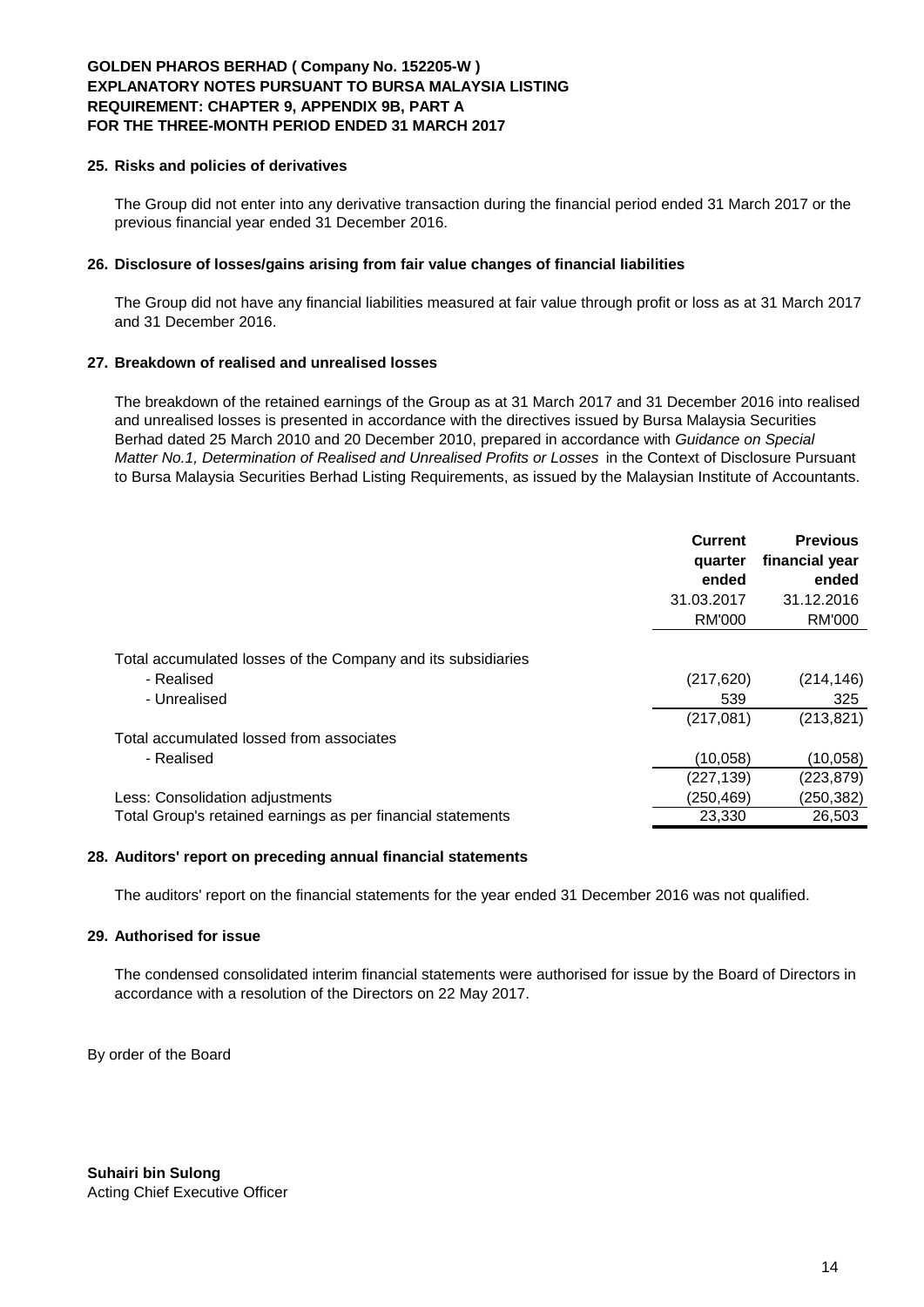**GOLDEN PHAROS BERHAD ( Company No. 152205-W )**
**EXPLANATORY NOTES PURSUANT TO BURSA MALAYSIA LISTING REQUIREMENT: CHAPTER 9, APPENDIX 9B, PART A**
**FOR THE THREE-MONTH PERIOD ENDED 31 MARCH 2017**

## 25. Risks and policies of derivatives

The Group did not enter into any derivative transaction during the financial period ended 31 March 2017 or the previous financial year ended 31 December 2016.

## 26. Disclosure of losses/gains arising from fair value changes of financial liabilities

The Group did not have any financial liabilities measured at fair value through profit or loss as at 31 March 2017 and 31 December 2016.

## 27. Breakdown of realised and unrealised losses

The breakdown of the retained earnings of the Group as at 31 March 2017 and 31 December 2016 into realised and unrealised losses is presented in accordance with the directives issued by Bursa Malaysia Securities Berhad dated 25 March 2010 and 20 December 2010, prepared in accordance with *Guidance on Special Matter No.1, Determination of Realised and Unrealised Profits or Losses* in the Context of Disclosure Pursuant to Bursa Malaysia Securities Berhad Listing Requirements, as issued by the Malaysian Institute of Accountants.

| | **Current quarter ended** 31.03.2017 RM'000 | **Previous financial year ended** 31.12.2016 RM'000 |
|---|---|---|
| Total accumulated losses of the Company and its subsidiaries | | |
| - Realised | (217,620) | (214,146) |
| - Unrealised | 539 | 325 |
| | (217,081) | (213,821) |
| Total accumulated lossed from associates | | |
| - Realised | (10,058) | (10,058) |
| | (227,139) | (223,879) |
| Less: Consolidation adjustments | (250,469) | (250,382) |
| Total Group's retained earnings as per financial statements | 23,330 | 26,503 |

## 28. Auditors' report on preceding annual financial statements

The auditors' report on the financial statements for the year ended 31 December 2016 was not qualified.

## 29. Authorised for issue

The condensed consolidated interim financial statements were authorised for issue by the Board of Directors in accordance with a resolution of the Directors on 22 May 2017.

By order of the Board

**Suhairi bin Sulong**
Acting Chief Executive Officer